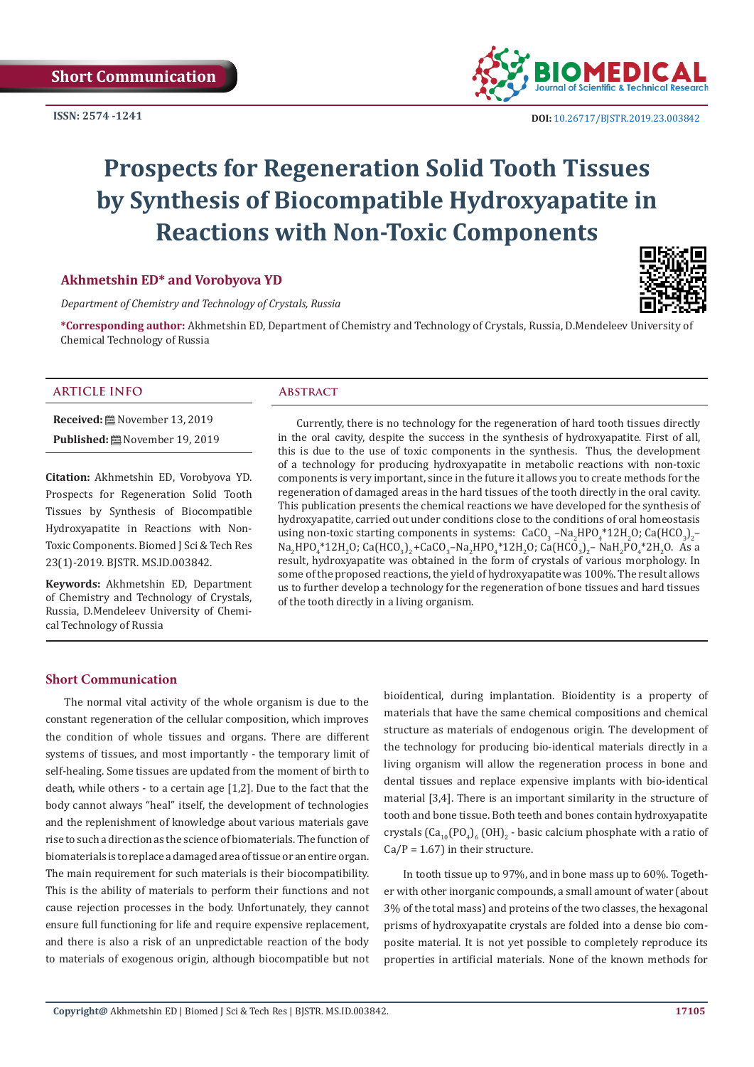Short Communication

ISSN: 2574 -1241

DOI: 10.26717/BJSTR.2019.23.003842

# Prospects for Regeneration Solid Tooth Tissues by Synthesis of Biocompatible Hydroxyapatite in Reactions with Non-Toxic Components

**Akhmetshin ED* and Vorobyova YD**

*Department of Chemistry and Technology of Crystals, Russia*

***Corresponding author:** Akhmetshin ED, Department of Chemistry and Technology of Crystals, Russia, D.Mendeleev University of Chemical Technology of Russia

## ARTICLE INFO

**Received:** November 13, 2019

**Published:** November 19, 2019

**Citation:** Akhmetshin ED, Vorobyova YD. Prospects for Regeneration Solid Tooth Tissues by Synthesis of Biocompatible Hydroxyapatite in Reactions with Non-Toxic Components. Biomed J Sci & Tech Res 23(1)-2019. BJSTR. MS.ID.003842.

**Keywords:** Akhmetshin ED, Department of Chemistry and Technology of Crystals, Russia, D.Mendeleev University of Chemical Technology of Russia

## Abstract

Currently, there is no technology for the regeneration of hard tooth tissues directly in the oral cavity, despite the success in the synthesis of hydroxyapatite. First of all, this is due to the use of toxic components in the synthesis. Thus, the development of a technology for producing hydroxyapatite in metabolic reactions with non-toxic components is very important, since in the future it allows you to create methods for the regeneration of damaged areas in the hard tissues of the tooth directly in the oral cavity. This publication presents the chemical reactions we have developed for the synthesis of hydroxyapatite, carried out under conditions close to the conditions of oral homeostasis using non-toxic starting components in systems: $CaCO_3$ –$Na_2HPO_4$*$12H_2O$; $Ca(HCO_3)_2$–$Na_2HPO_4$*$12H_2O$; $Ca(HCO_3)_2$+$CaCO_3$–$Na_2HPO_4$*$12H_2O$; $Ca(HCO_3)_2$– $NaH_2PO_4$*$2H_2O$. As a result, hydroxyapatite was obtained in the form of crystals of various morphology. In some of the proposed reactions, the yield of hydroxyapatite was 100%. The result allows us to further develop a technology for the regeneration of bone tissues and hard tissues of the tooth directly in a living organism.

## Short Communication

The normal vital activity of the whole organism is due to the constant regeneration of the cellular composition, which improves the condition of whole tissues and organs. There are different systems of tissues, and most importantly - the temporary limit of self-healing. Some tissues are updated from the moment of birth to death, while others - to a certain age [1,2]. Due to the fact that the body cannot always "heal" itself, the development of technologies and the replenishment of knowledge about various materials gave rise to such a direction as the science of biomaterials. The function of biomaterials is to replace a damaged area of tissue or an entire organ. The main requirement for such materials is their biocompatibility. This is the ability of materials to perform their functions and not cause rejection processes in the body. Unfortunately, they cannot ensure full functioning for life and require expensive replacement, and there is also a risk of an unpredictable reaction of the body to materials of exogenous origin, although biocompatible but not bioidentical, during implantation. Bioidentity is a property of materials that have the same chemical compositions and chemical structure as materials of endogenous origin. The development of the technology for producing bio-identical materials directly in a living organism will allow the regeneration process in bone and dental tissues and replace expensive implants with bio-identical material [3,4]. There is an important similarity in the structure of tooth and bone tissue. Both teeth and bones contain hydroxyapatite crystals ($Ca_{10}(PO_4)_6(OH)_2$ - basic calcium phosphate with a ratio of Ca/P = 1.67) in their structure.

In tooth tissue up to 97%, and in bone mass up to 60%. Together with other inorganic compounds, a small amount of water (about 3% of the total mass) and proteins of the two classes, the hexagonal prisms of hydroxyapatite crystals are folded into a dense bio composite material. It is not yet possible to completely reproduce its properties in artificial materials. None of the known methods for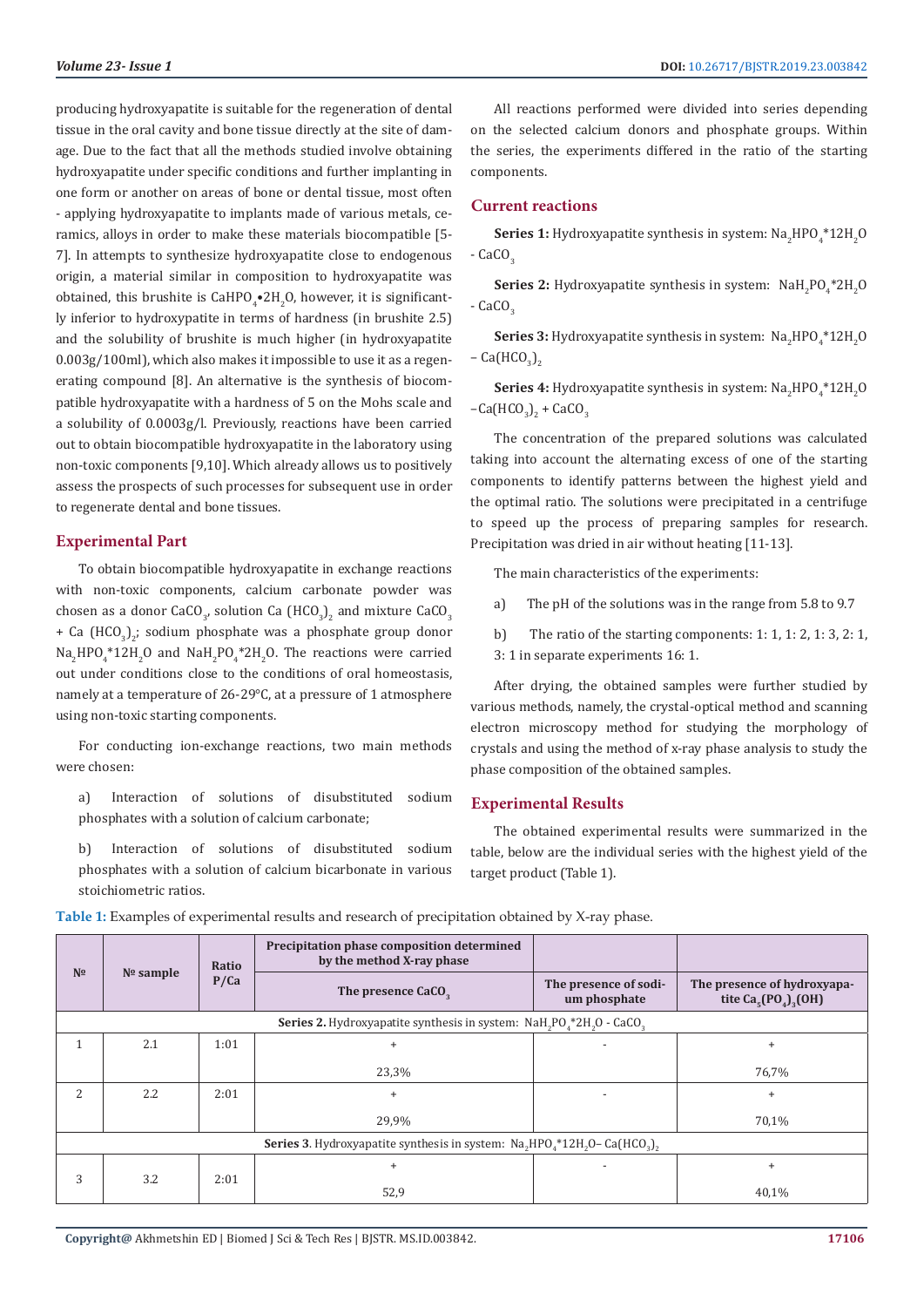producing hydroxyapatite is suitable for the regeneration of dental tissue in the oral cavity and bone tissue directly at the site of damage. Due to the fact that all the methods studied involve obtaining hydroxyapatite under specific conditions and further implanting in one form or another on areas of bone or dental tissue, most often - applying hydroxyapatite to implants made of various metals, ceramics, alloys in order to make these materials biocompatible [5-7]. In attempts to synthesize hydroxyapatite close to endogenous origin, a material similar in composition to hydroxyapatite was obtained, this brushite is $CaHPO_4 \bullet 2H_2O$, however, it is significantly inferior to hydroxypatite in terms of hardness (in brushite 2.5) and the solubility of brushite is much higher (in hydroxyapatite 0.003g/100ml), which also makes it impossible to use it as a regenerating compound [8]. An alternative is the synthesis of biocompatible hydroxyapatite with a hardness of 5 on the Mohs scale and a solubility of 0.0003g/l. Previously, reactions have been carried out to obtain biocompatible hydroxyapatite in the laboratory using non-toxic components [9,10]. Which already allows us to positively assess the prospects of such processes for subsequent use in order to regenerate dental and bone tissues.

## Experimental Part

To obtain biocompatible hydroxyapatite in exchange reactions with non-toxic components, calcium carbonate powder was chosen as a donor $CaCO_3$, solution $Ca(HCO_3)_2$ and mixture $CaCO_3$ + $Ca(HCO_3)_2$; sodium phosphate was a phosphate group donor $Na_2HPO_4$*$12H_2O$ and $NaH_2PO_4$*$2H_2O$. The reactions were carried out under conditions close to the conditions of oral homeostasis, namely at a temperature of 26-29°C, at a pressure of 1 atmosphere using non-toxic starting components.

For conducting ion-exchange reactions, two main methods were chosen:

a) Interaction of solutions of disubstituted sodium phosphates with a solution of calcium carbonate;

b) Interaction of solutions of disubstituted sodium phosphates with a solution of calcium bicarbonate in various stoichiometric ratios.

All reactions performed were divided into series depending on the selected calcium donors and phosphate groups. Within the series, the experiments differed in the ratio of the starting components.

## Current reactions

**Series 1:** Hydroxyapatite synthesis in system: $Na_2HPO_4$*$12H_2O$ - $CaCO_3$

**Series 2:** Hydroxyapatite synthesis in system: $NaH_2PO_4$*$2H_2O$ - $CaCO_3$

**Series 3:** Hydroxyapatite synthesis in system: $Na_2HPO_4$*$12H_2O$ – $Ca(HCO_3)_2$

**Series 4:** Hydroxyapatite synthesis in system: $Na_2HPO_4$*$12H_2O$ –$Ca(HCO_3)_2$ + $CaCO_3$

The concentration of the prepared solutions was calculated taking into account the alternating excess of one of the starting components to identify patterns between the highest yield and the optimal ratio. The solutions were precipitated in a centrifuge to speed up the process of preparing samples for research. Precipitation was dried in air without heating [11-13].

The main characteristics of the experiments:

a) The pH of the solutions was in the range from 5.8 to 9.7

b) The ratio of the starting components: 1: 1, 1: 2, 1: 3, 2: 1, 3: 1 in separate experiments 16: 1.

After drying, the obtained samples were further studied by various methods, namely, the crystal-optical method and scanning electron microscopy method for studying the morphology of crystals and using the method of x-ray phase analysis to study the phase composition of the obtained samples.

## Experimental Results

The obtained experimental results were summarized in the table, below are the individual series with the highest yield of the target product (Table 1).

**Table 1:** Examples of experimental results and research of precipitation obtained by X-ray phase.

| № | № sample | Ratio P/Ca | Precipitation phase composition determined by the method X-ray phase | | |
|---|---|---|---|---|---|
| | | | The presence $CaCO_3$ | The presence of sodium phosphate | The presence of hydroxyapatite $Ca_5(PO_4)_3(OH)$ |
| **Series 2.** Hydroxyapatite synthesis in system: $NaH_2PO_4$*$2H_2O$ - $CaCO_3$ | | | | | |
| 1 | 2.1 | 1:01 | + 23,3% | - | + 76,7% |
| 2 | 2.2 | 2:01 | + 29,9% | - | + 70,1% |
| **Series 3**. Hydroxyapatite synthesis in system: $Na_2HPO_4$*$12H_2O$– $Ca(HCO_3)_2$ | | | | | |
| 3 | 3.2 | 2:01 | + 52,9 | - | + 40,1% |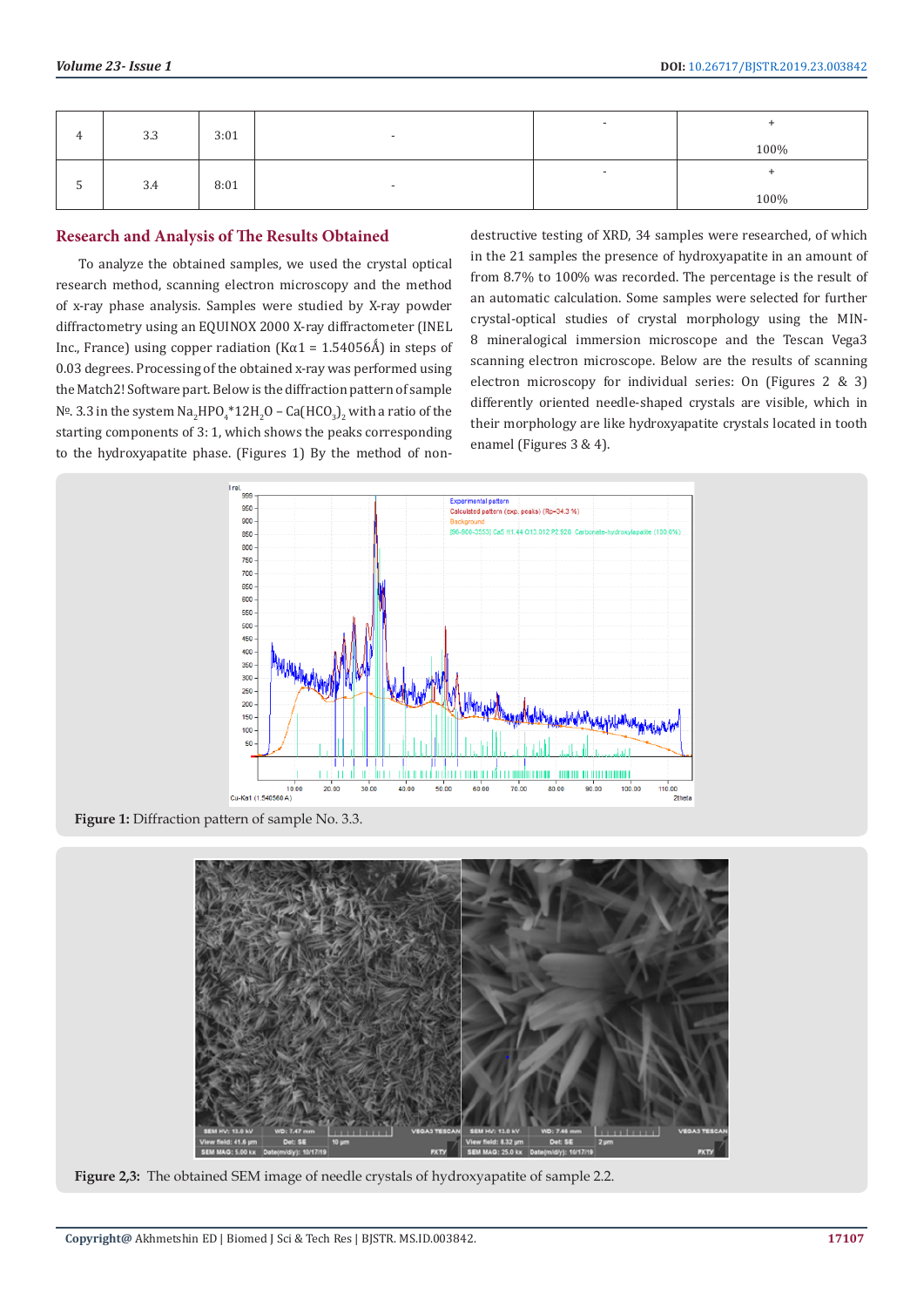| 4 | 3.3 | 3:01 | - | - | + 100% |
|---|---|---|---|---|---|
| 5 | 3.4 | 8:01 | - | - | + 100% |

## Research and Analysis of The Results Obtained

To analyze the obtained samples, we used the crystal optical research method, scanning electron microscopy and the method of x-ray phase analysis. Samples were studied by X-ray powder diffractometry using an EQUINOX 2000 X-ray diffractometer (INEL Inc., France) using copper radiation (Kα1 = 1.54056Å) in steps of 0.03 degrees. Processing of the obtained x-ray was performed using the Match2! Software part. Below is the diffraction pattern of sample №. 3.3 in the system $Na_2HPO_4$*$12H_2O$ – $Ca(HCO_3)_2$ with a ratio of the starting components of 3: 1, which shows the peaks corresponding to the hydroxyapatite phase. (Figures 1) By the method of non-destructive testing of XRD, 34 samples were researched, of which in the 21 samples the presence of hydroxyapatite in an amount of from 8.7% to 100% was recorded. The percentage is the result of an automatic calculation. Some samples were selected for further crystal-optical studies of crystal morphology using the MIN-8 mineralogical immersion microscope and the Tescan Vega3 scanning electron microscope. Below are the results of scanning electron microscopy for individual series: On (Figures 2 & 3) differently oriented needle-shaped crystals are visible, which in their morphology are like hydroxyapatite crystals located in tooth enamel (Figures 3 & 4).

**Figure 1:** Diffraction pattern of sample No. 3.3.

**Figure 2,3:** The obtained SEM image of needle crystals of hydroxyapatite of sample 2.2.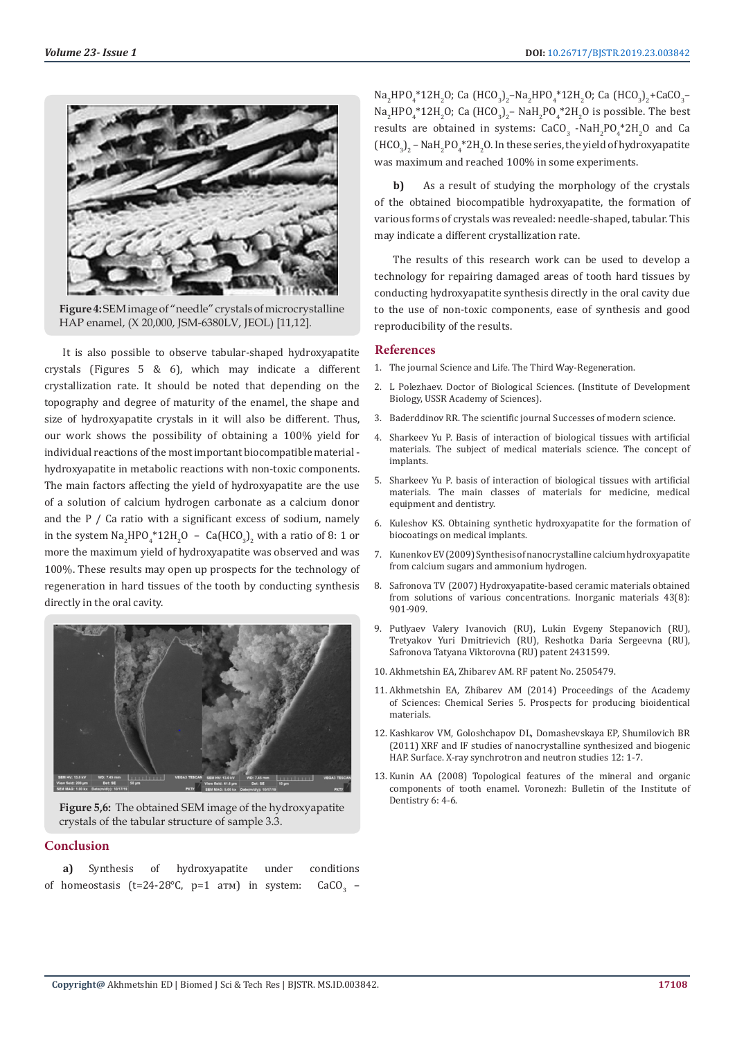Figure 4: SEM image of "needle" crystals of microcrystalline HAP enamel, (X 20,000, JSM-6380LV, JEOL) [11,12].

It is also possible to observe tabular-shaped hydroxyapatite crystals (Figures 5 & 6), which may indicate a different crystallization rate. It should be noted that depending on the topography and degree of maturity of the enamel, the shape and size of hydroxyapatite crystals in it will also be different. Thus, our work shows the possibility of obtaining a 100% yield for individual reactions of the most important biocompatible material - hydroxyapatite in metabolic reactions with non-toxic components. The main factors affecting the yield of hydroxyapatite are the use of a solution of calcium hydrogen carbonate as a calcium donor and the P / Ca ratio with a significant excess of sodium, namely in the system $Na_2HPO_4*12H_2O$ – $Ca(HCO_3)_2$ with a ratio of 8: 1 or more the maximum yield of hydroxyapatite was observed and was 100%. These results may open up prospects for the technology of regeneration in hard tissues of the tooth by conducting synthesis directly in the oral cavity.

Figure 5,6: The obtained SEM image of the hydroxyapatite crystals of the tabular structure of sample 3.3.

## Conclusion

**a)** Synthesis of hydroxyapatite under conditions of homeostasis (t=24-28°C, p=1 атм) in system: $CaCO_3$ – $Na_2HPO_4*12H_2O$; $Ca(HCO_3)_2$–$Na_2HPO_4*12H_2O$; $Ca(HCO_3)_2$+$CaCO_3$–$Na_2HPO_4*12H_2O$; $Ca(HCO_3)_2$– $NaH_2PO_4*2H_2O$ is possible. The best results are obtained in systems: $CaCO_3$ -$NaH_2PO_4*2H_2O$ and $Ca(HCO_3)_2$ – $NaH_2PO_4*2H_2O$. In these series, the yield of hydroxyapatite was maximum and reached 100% in some experiments.

**b)** As a result of studying the morphology of the crystals of the obtained biocompatible hydroxyapatite, the formation of various forms of crystals was revealed: needle-shaped, tabular. This may indicate a different crystallization rate.

The results of this research work can be used to develop a technology for repairing damaged areas of tooth hard tissues by conducting hydroxyapatite synthesis directly in the oral cavity due to the use of non-toxic components, ease of synthesis and good reproducibility of the results.

## References

1. The journal Science and Life. The Third Way-Regeneration.
2. L Polezhaev. Doctor of Biological Sciences. (Institute of Development Biology, USSR Academy of Sciences).
3. Baderddinov RR. The scientific journal Successes of modern science.
4. Sharkeev Yu P. Basis of interaction of biological tissues with artificial materials. The subject of medical materials science. The concept of implants.
5. Sharkeev Yu P. basis of interaction of biological tissues with artificial materials. The main classes of materials for medicine, medical equipment and dentistry.
6. Kuleshov KS. Obtaining synthetic hydroxyapatite for the formation of biocoatings on medical implants.
7. Kunenkov EV (2009) Synthesis of nanocrystalline calcium hydroxyapatite from calcium sugars and ammonium hydrogen.
8. Safronova TV (2007) Hydroxyapatite-based ceramic materials obtained from solutions of various concentrations. Inorganic materials 43(8): 901-909.
9. Putlyaev Valery Ivanovich (RU), Lukin Evgeny Stepanovich (RU), Tretyakov Yuri Dmitrievich (RU), Reshotka Daria Sergeevna (RU), Safronova Tatyana Viktorovna (RU) patent 2431599.
10. Akhmetshin EA, Zhibarev AM. RF patent No. 2505479.
11. Akhmetshin EA, Zhibarev AM (2014) Proceedings of the Academy of Sciences: Chemical Series 5. Prospects for producing bioidentical materials.
12. Kashkarov VM, Goloshchapov DL, Domashevskaya EP, Shumilovich BR (2011) XRF and IF studies of nanocrystalline synthesized and biogenic HAP. Surface. X-ray synchrotron and neutron studies 12: 1-7.
13. Kunin AA (2008) Topological features of the mineral and organic components of tooth enamel. Voronezh: Bulletin of the Institute of Dentistry 6: 4-6.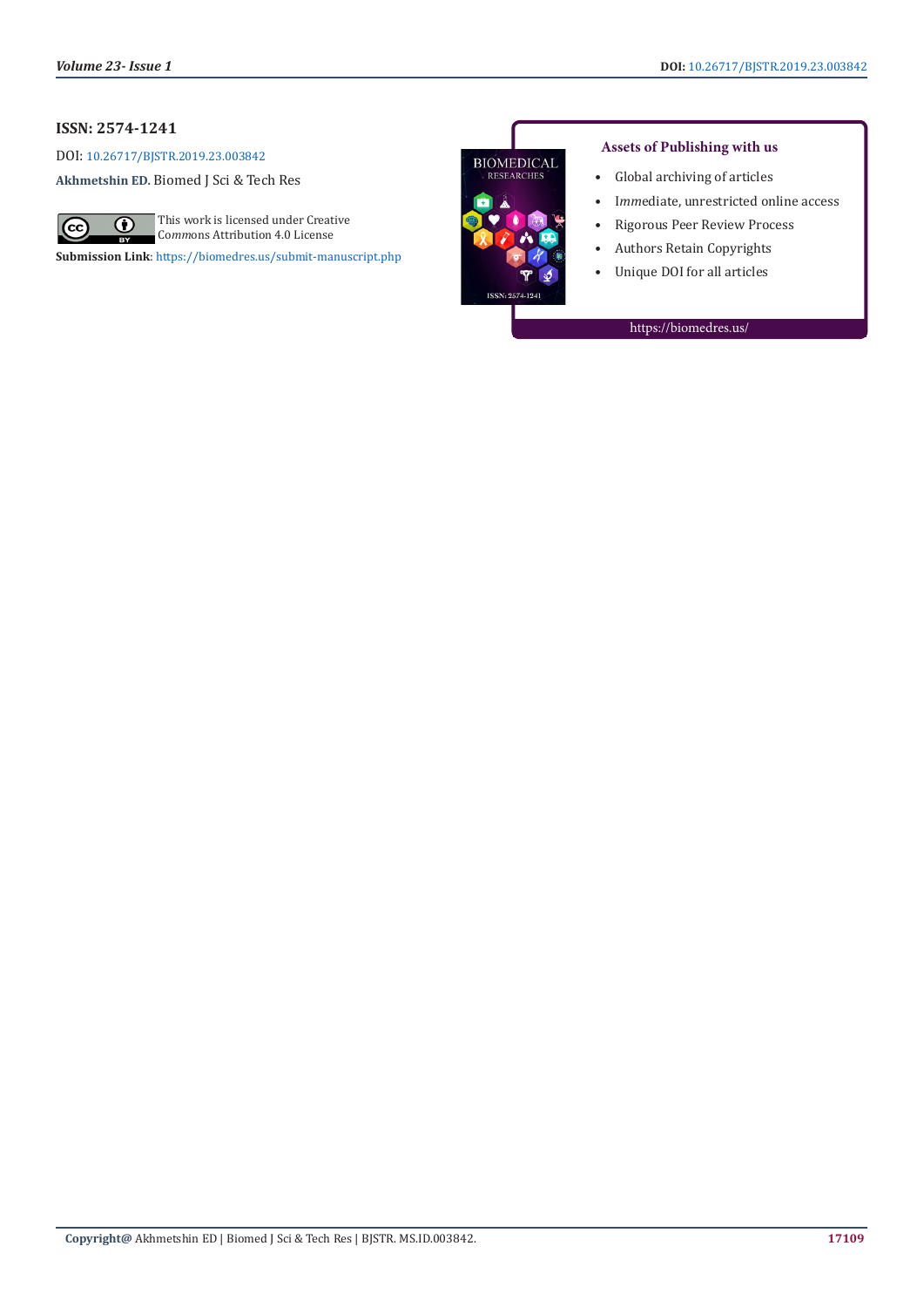**ISSN: 2574-1241**

DOI: 10.26717/BJSTR.2019.23.003842

**Akhmetshin ED.** Biomed J Sci & Tech Res

This work is licensed under Creative Commons Attribution 4.0 License

**Submission Link**: https://biomedres.us/submit-manuscript.php

### Assets of Publishing with us

- Global archiving of articles
- Immediate, unrestricted online access
- Rigorous Peer Review Process
- Authors Retain Copyrights
- Unique DOI for all articles

https://biomedres.us/